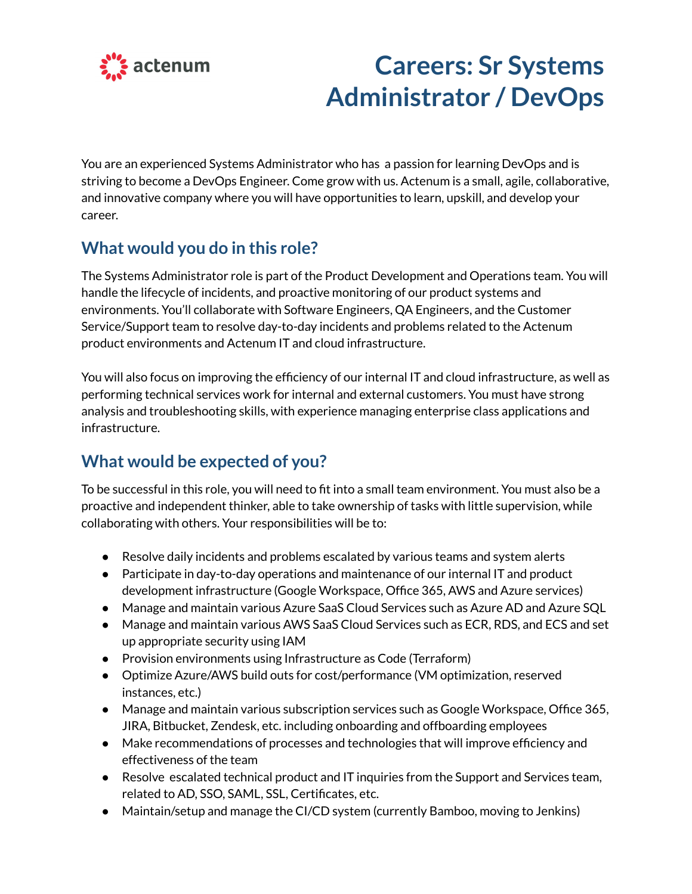actenum

# Careers: Sr Systems Administrator / DevOps

You are an experienced Systems Administrator who has a passion for learning DevOps and is striving to become a DevOps Engineer. Come grow with us. Actenum is a small, agile, collaborative, and innovative company where you will have opportunities to learn, upskill, and develop your career.

## What would you do in this role?

The Systems Administrator role is part of the Product Development and Operations team. You will handle the lifecycle of incidents, and proactive monitoring of our product systems and environments. You'll collaborate with Software Engineers, QA Engineers, and the Customer Service/Support team to resolve day-to-day incidents and problems related to the Actenum product environments and Actenum IT and cloud infrastructure.

You will also focus on improving the efficiency of our internal IT and cloud infrastructure, as well as performing technical services work for internal and external customers. You must have strong analysis and troubleshooting skills, with experience managing enterprise class applications and infrastructure.

## What would be expected of you?

To be successful in this role, you will need to fit into a small team environment. You must also be a proactive and independent thinker, able to take ownership of tasks with little supervision, while collaborating with others. Your responsibilities will be to:

- Resolve daily incidents and problems escalated by various teams and system alerts
- Participate in day-to-day operations and maintenance of our internal IT and product development infrastructure (Google Workspace, Office 365, AWS and Azure services)
- Manage and maintain various Azure SaaS Cloud Services such as Azure AD and Azure SQL
- Manage and maintain various AWS SaaS Cloud Services such as ECR, RDS, and ECS and set up appropriate security using IAM
- Provision environments using Infrastructure as Code (Terraform)
- Optimize Azure/AWS build outs for cost/performance (VM optimization, reserved instances, etc.)
- Manage and maintain various subscription services such as Google Workspace, Office 365, JIRA, Bitbucket, Zendesk, etc. including onboarding and offboarding employees
- Make recommendations of processes and technologies that will improve efficiency and effectiveness of the team
- Resolve escalated technical product and IT inquiries from the Support and Services team, related to AD, SSO, SAML, SSL, Certificates, etc.
- Maintain/setup and manage the CI/CD system (currently Bamboo, moving to Jenkins)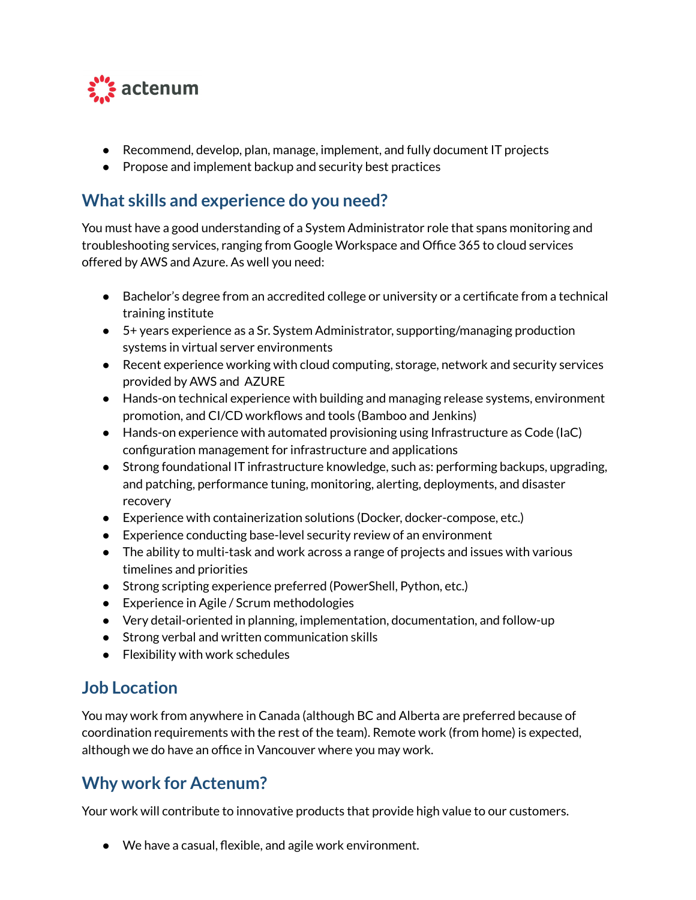- Recommend, develop, plan, manage, implement, and fully document IT projects
- Propose and implement backup and security best practices

## What skills and experience do you need?

You must have a good understanding of a System Administrator role that spans monitoring and troubleshooting services, ranging from Google Workspace and Office 365 to cloud services offered by AWS and Azure. As well you need:

- Bachelor's degree from an accredited college or university or a certificate from a technical training institute
- 5+ years experience as a Sr. System Administrator, supporting/managing production systems in virtual server environments
- Recent experience working with cloud computing, storage, network and security services provided by AWS and AZURE
- Hands-on technical experience with building and managing release systems, environment promotion, and CI/CD workflows and tools (Bamboo and Jenkins)
- Hands-on experience with automated provisioning using Infrastructure as Code (IaC) configuration management for infrastructure and applications
- Strong foundational IT infrastructure knowledge, such as: performing backups, upgrading, and patching, performance tuning, monitoring, alerting, deployments, and disaster recovery
- Experience with containerization solutions (Docker, docker-compose, etc.)
- Experience conducting base-level security review of an environment
- The ability to multi-task and work across a range of projects and issues with various timelines and priorities
- Strong scripting experience preferred (PowerShell, Python, etc.)
- Experience in Agile / Scrum methodologies
- Very detail-oriented in planning, implementation, documentation, and follow-up
- Strong verbal and written communication skills
- Flexibility with work schedules

## Job Location

You may work from anywhere in Canada (although BC and Alberta are preferred because of coordination requirements with the rest of the team). Remote work (from home) is expected, although we do have an office in Vancouver where you may work.

## Why work for Actenum?

Your work will contribute to innovative products that provide high value to our customers.

- We have a casual, flexible, and agile work environment.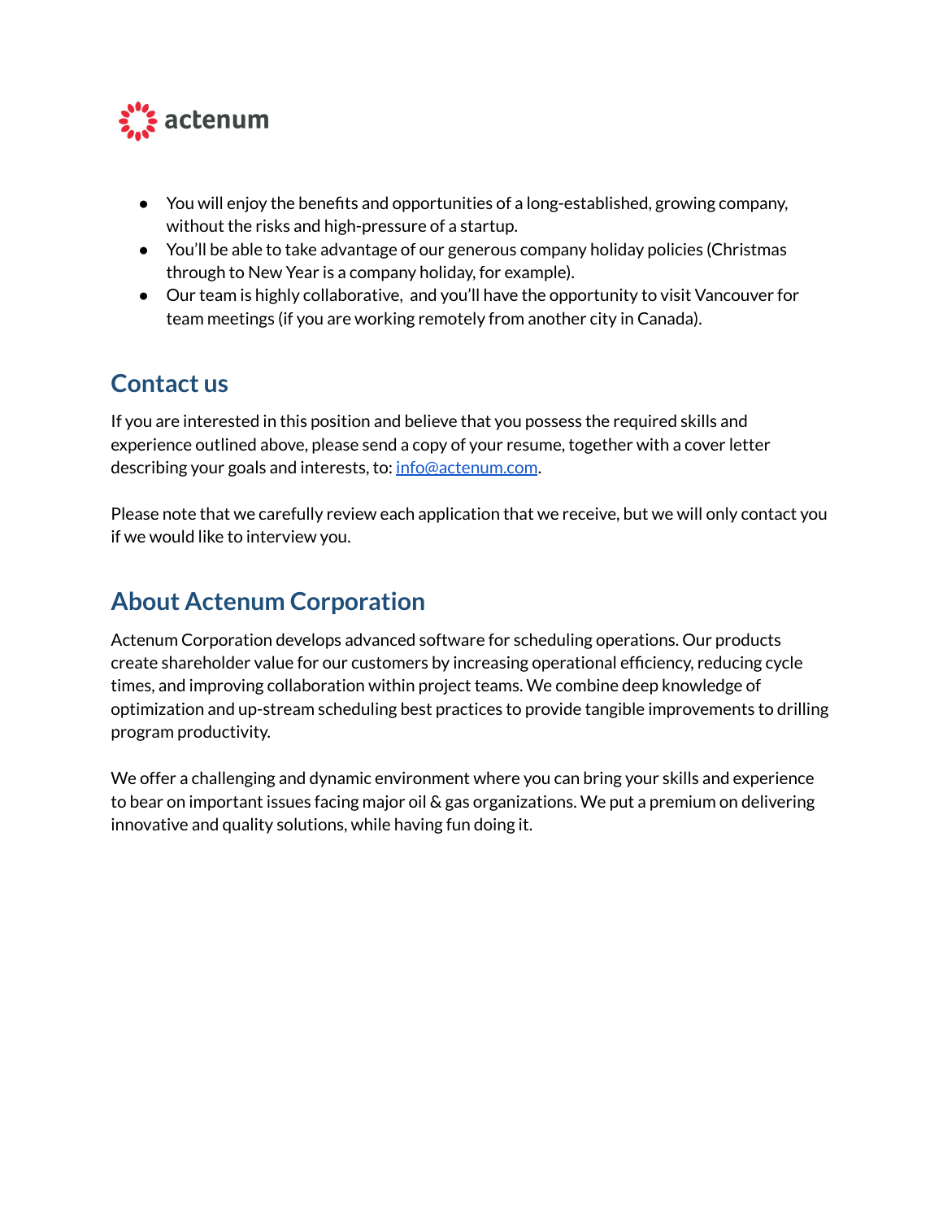- You will enjoy the benefits and opportunities of a long-established, growing company, without the risks and high-pressure of a startup.
- You'll be able to take advantage of our generous company holiday policies (Christmas through to New Year is a company holiday, for example).
- Our team is highly collaborative, and you'll have the opportunity to visit Vancouver for team meetings (if you are working remotely from another city in Canada).

## Contact us

If you are interested in this position and believe that you possess the required skills and experience outlined above, please send a copy of your resume, together with a cover letter describing your goals and interests, to: [info@actenum.com](mailto:info@actenum.com).

Please note that we carefully review each application that we receive, but we will only contact you if we would like to interview you.

## About Actenum Corporation

Actenum Corporation develops advanced software for scheduling operations. Our products create shareholder value for our customers by increasing operational efficiency, reducing cycle times, and improving collaboration within project teams. We combine deep knowledge of optimization and up-stream scheduling best practices to provide tangible improvements to drilling program productivity.

We offer a challenging and dynamic environment where you can bring your skills and experience to bear on important issues facing major oil & gas organizations. We put a premium on delivering innovative and quality solutions, while having fun doing it.